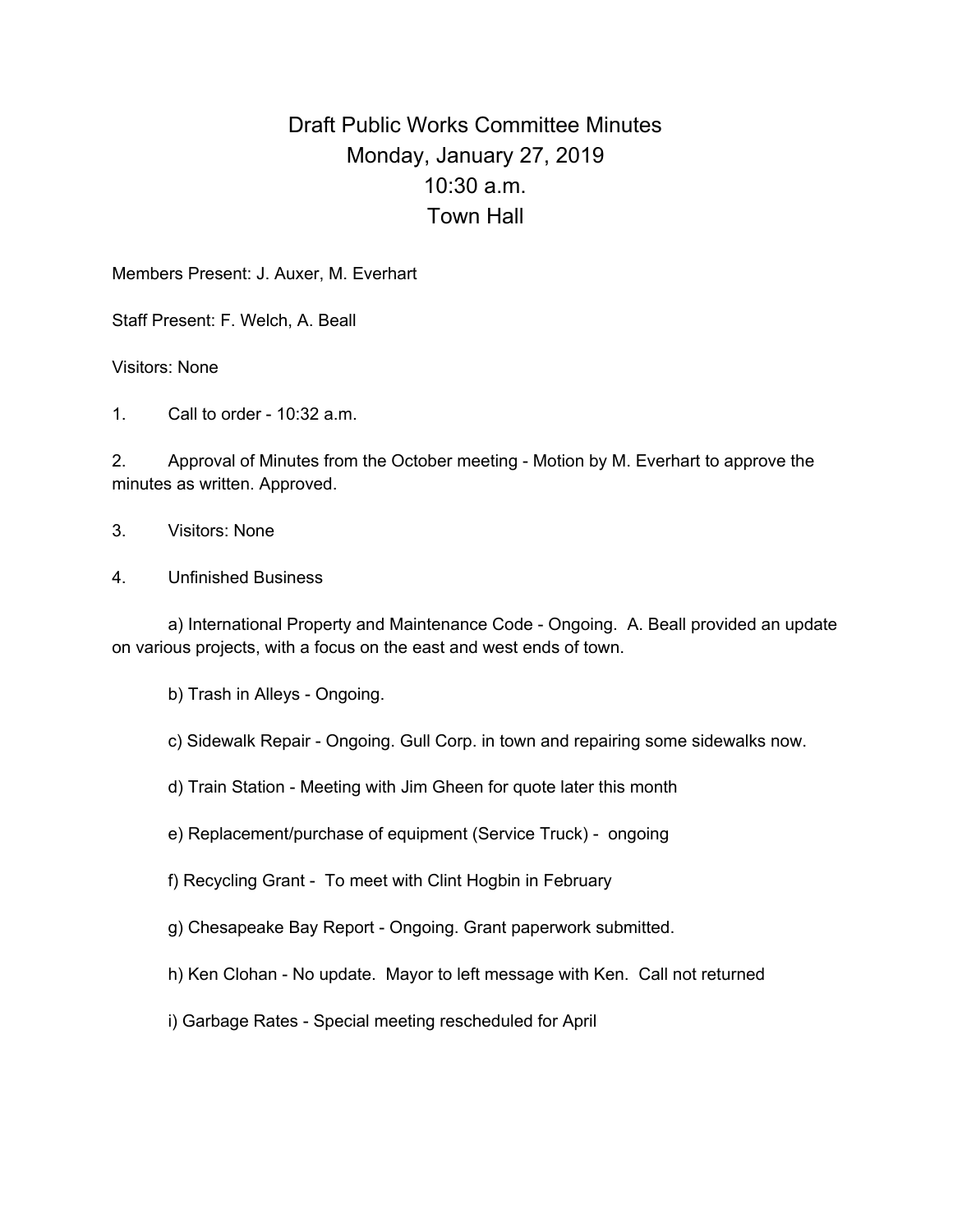# Draft Public Works Committee Minutes
## Monday, January 27, 2019
## 10:30 a.m.
## Town Hall

Members Present: J. Auxer, M. Everhart

Staff Present: F. Welch, A. Beall

Visitors: None

1. Call to order - 10:32 a.m.

2. Approval of Minutes from the October meeting - Motion by M. Everhart to approve the minutes as written. Approved.

3. Visitors: None

4. Unfinished Business

   a) International Property and Maintenance Code - Ongoing. A. Beall provided an update on various projects, with a focus on the east and west ends of town.

   b) Trash in Alleys - Ongoing.

   c) Sidewalk Repair - Ongoing. Gull Corp. in town and repairing some sidewalks now.

   d) Train Station - Meeting with Jim Gheen for quote later this month

   e) Replacement/purchase of equipment (Service Truck) - ongoing

   f) Recycling Grant - To meet with Clint Hogbin in February

   g) Chesapeake Bay Report - Ongoing. Grant paperwork submitted.

   h) Ken Clohan - No update. Mayor to left message with Ken. Call not returned

   i) Garbage Rates - Special meeting rescheduled for April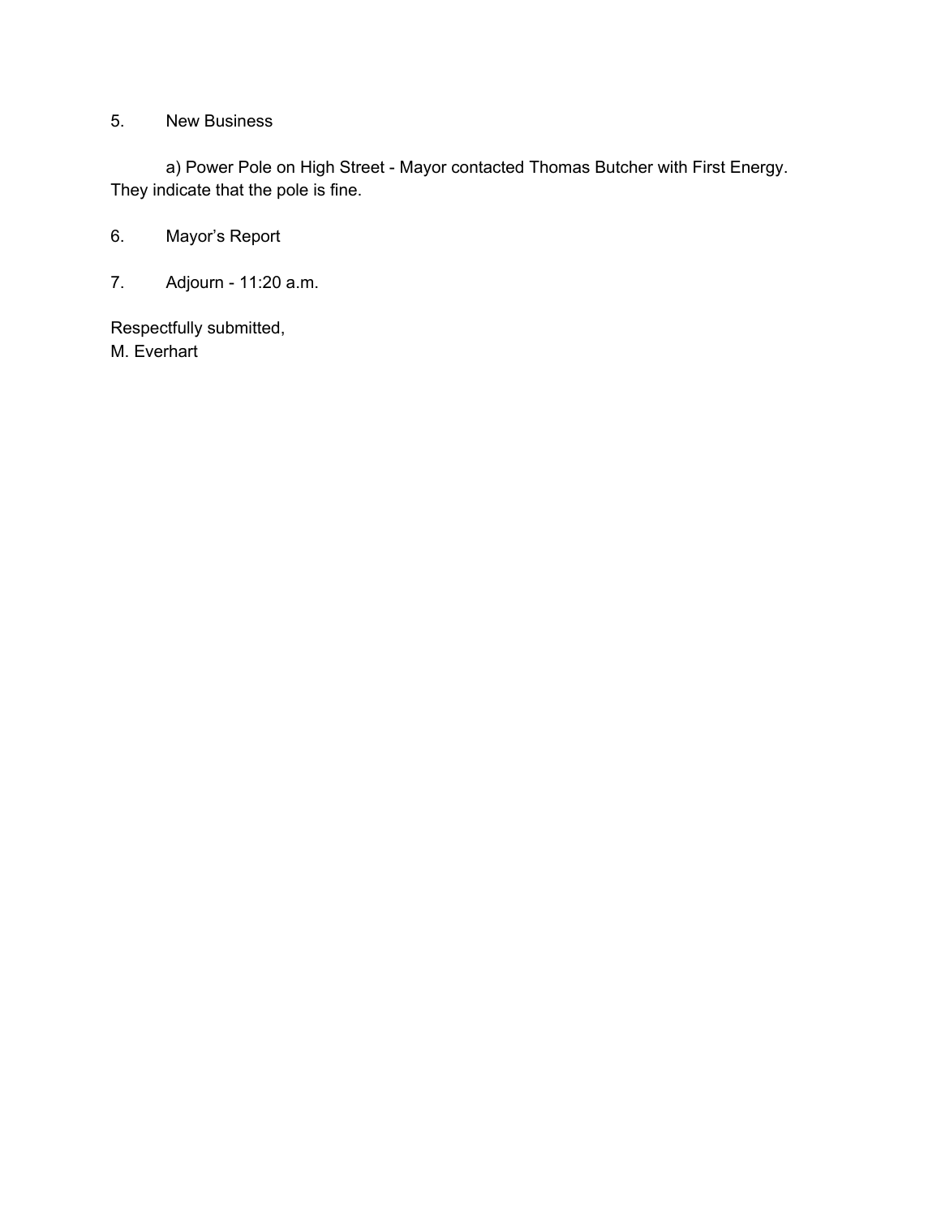5. New Business

    a) Power Pole on High Street - Mayor contacted Thomas Butcher with First Energy. They indicate that the pole is fine.

6. Mayor's Report

7. Adjourn - 11:20 a.m.

Respectfully submitted,
M. Everhart